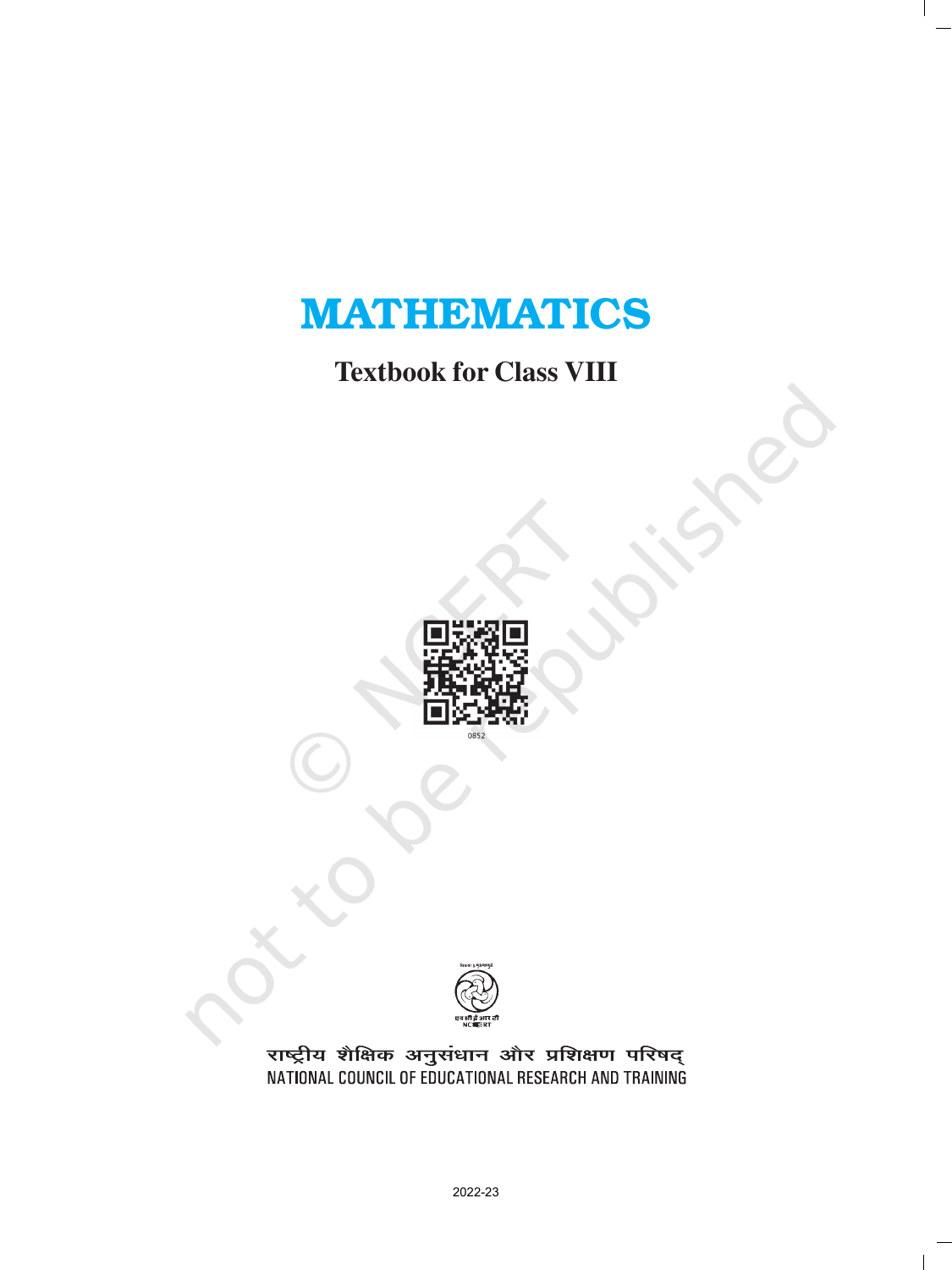# MATHEMATICS

## Textbook for Class VIII

0852

राष्ट्रीय शैक्षिक अनुसंधान और प्रशिक्षण परिषद्
NATIONAL COUNCIL OF EDUCATIONAL RESEARCH AND TRAINING

2022-23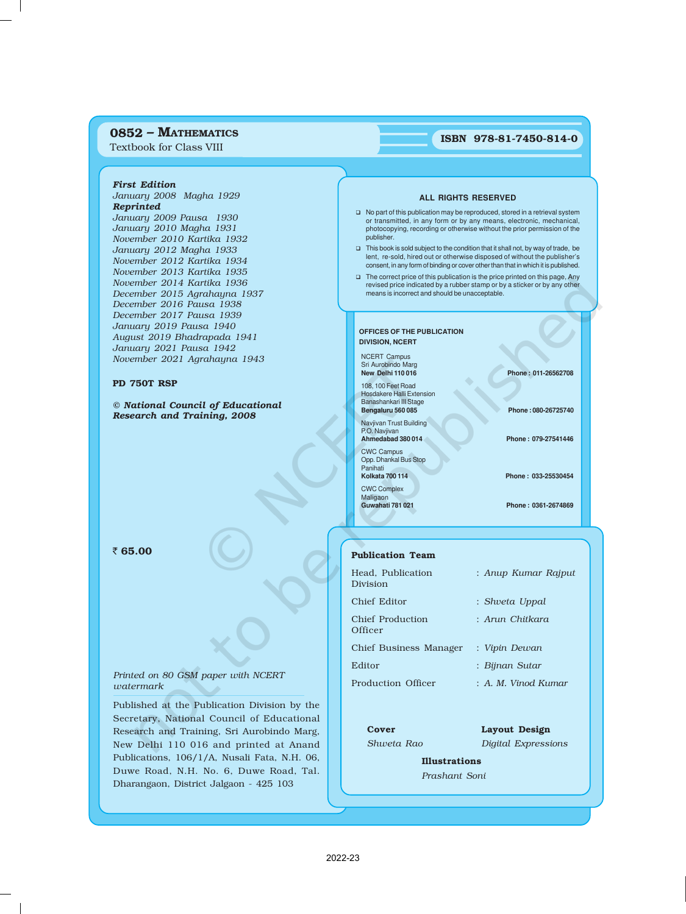**0852 – MATHEMATICS**
Textbook for Class VIII

**ISBN 978-81-7450-814-0**

***First Edition***
*January 2008 Magha 1929*

***Reprinted***
*January 2009 Pausa 1930*
*January 2010 Magha 1931*
*November 2010 Kartika 1932*
*January 2012 Magha 1933*
*November 2012 Kartika 1934*
*November 2013 Kartika 1935*
*November 2014 Kartika 1936*
*December 2015 Agrahayna 1937*
*December 2016 Pausa 1938*
*December 2017 Pausa 1939*
*January 2019 Pausa 1940*
*August 2019 Bhadrapada 1941*
*January 2021 Pausa 1942*
*November 2021 Agrahayna 1943*

**PD 750T RSP**

***© National Council of Educational Research and Training, 2008***

**₹ 65.00**

*Printed on 80 GSM paper with NCERT watermark*

Published at the Publication Division by the Secretary, National Council of Educational Research and Training, Sri Aurobindo Marg, New Delhi 110 016 and printed at Anand Publications, 106/1/A, Nusali Fata, N.H. 06, Duwe Road, N.H. No. 6, Duwe Road, Tal. Dharangaon, District Jalgaon - 425 103

**ALL RIGHTS RESERVED**

- No part of this publication may be reproduced, stored in a retrieval system or transmitted, in any form or by any means, electronic, mechanical, photocopying, recording or otherwise without the prior permission of the publisher.
- This book is sold subject to the condition that it shall not, by way of trade, be lent, re-sold, hired out or otherwise disposed of without the publisher's consent, in any form of binding or cover other than that in which it is published.
- The correct price of this publication is the price printed on this page, Any revised price indicated by a rubber stamp or by a sticker or by any other means is incorrect and should be unacceptable.

**OFFICES OF THE PUBLICATION DIVISION, NCERT**

NCERT Campus
Sri Aurobindo Marg
**New Delhi 110 016** — **Phone : 011-26562708**

108, 100 Feet Road
Hosdakere Halli Extension
Banashankari III Stage
**Bengaluru 560 085** — **Phone : 080-26725740**

Navjivan Trust Building
P.O. Navjivan
**Ahmedabad 380 014** — **Phone : 079-27541446**

CWC Campus
Opp. Dhankal Bus Stop
Panihati
**Kolkata 700 114** — **Phone : 033-25530454**

CWC Complex
Maligaon
**Guwahati 781 021** — **Phone : 0361-2674869**

**Publication Team**

| | |
|---|---|
| Head, Publication Division | : *Anup Kumar Rajput* |
| Chief Editor | : *Shveta Uppal* |
| Chief Production Officer | : *Arun Chitkara* |
| Chief Business Manager | : *Vipin Dewan* |
| Editor | : *Bijnan Sutar* |
| Production Officer | : *A. M. Vinod Kumar* |

**Cover**
*Shweta Rao*

**Layout Design**
*Digital Expressions*

**Illustrations**
*Prashant Soni*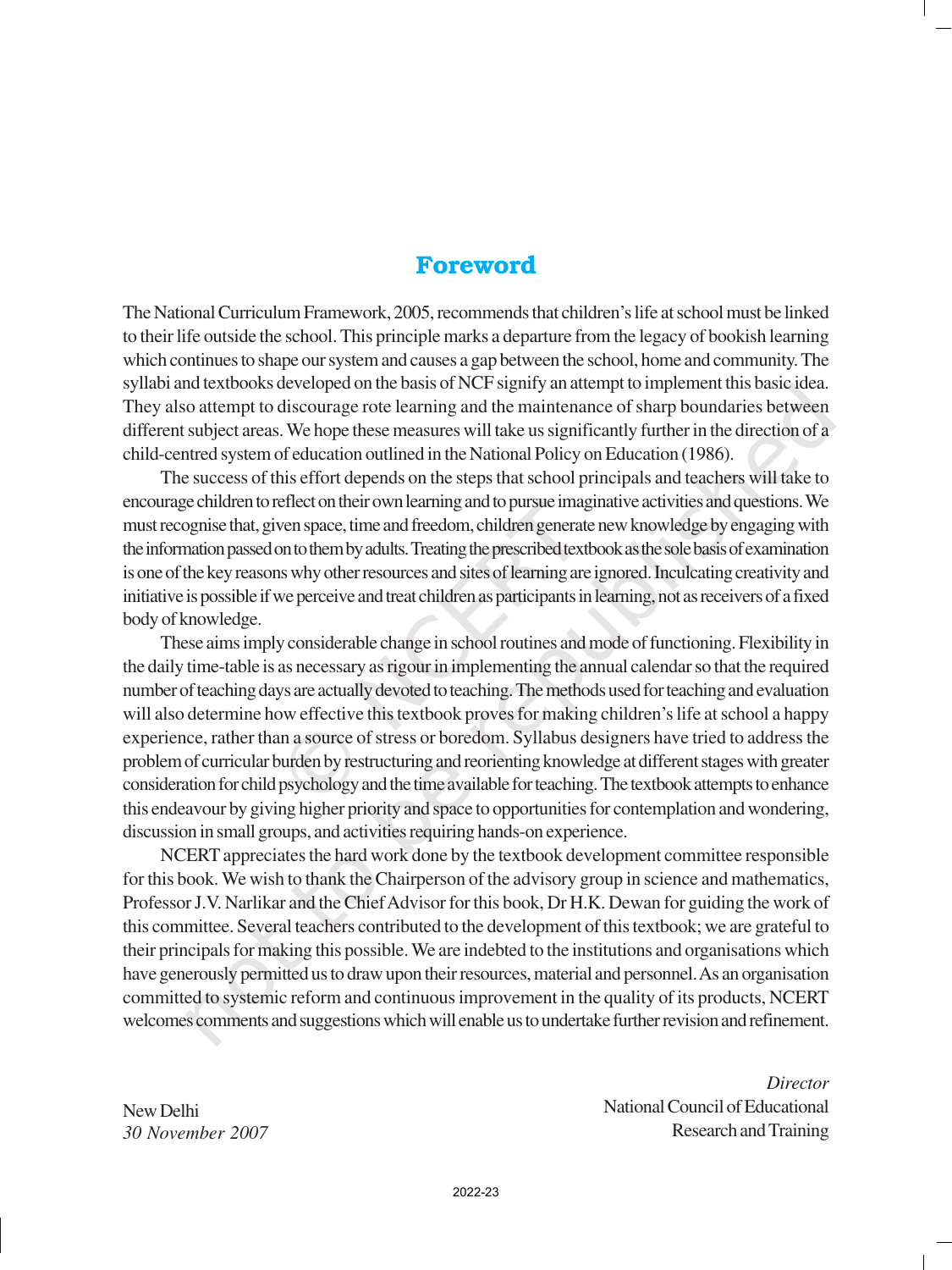# Foreword

The National Curriculum Framework, 2005, recommends that children's life at school must be linked to their life outside the school. This principle marks a departure from the legacy of bookish learning which continues to shape our system and causes a gap between the school, home and community. The syllabi and textbooks developed on the basis of NCF signify an attempt to implement this basic idea. They also attempt to discourage rote learning and the maintenance of sharp boundaries between different subject areas. We hope these measures will take us significantly further in the direction of a child-centred system of education outlined in the National Policy on Education (1986).

The success of this effort depends on the steps that school principals and teachers will take to encourage children to reflect on their own learning and to pursue imaginative activities and questions. We must recognise that, given space, time and freedom, children generate new knowledge by engaging with the information passed on to them by adults. Treating the prescribed textbook as the sole basis of examination is one of the key reasons why other resources and sites of learning are ignored. Inculcating creativity and initiative is possible if we perceive and treat children as participants in learning, not as receivers of a fixed body of knowledge.

These aims imply considerable change in school routines and mode of functioning. Flexibility in the daily time-table is as necessary as rigour in implementing the annual calendar so that the required number of teaching days are actually devoted to teaching. The methods used for teaching and evaluation will also determine how effective this textbook proves for making children's life at school a happy experience, rather than a source of stress or boredom. Syllabus designers have tried to address the problem of curricular burden by restructuring and reorienting knowledge at different stages with greater consideration for child psychology and the time available for teaching. The textbook attempts to enhance this endeavour by giving higher priority and space to opportunities for contemplation and wondering, discussion in small groups, and activities requiring hands-on experience.

NCERT appreciates the hard work done by the textbook development committee responsible for this book. We wish to thank the Chairperson of the advisory group in science and mathematics, Professor J.V. Narlikar and the Chief Advisor for this book, Dr H.K. Dewan for guiding the work of this committee. Several teachers contributed to the development of this textbook; we are grateful to their principals for making this possible. We are indebted to the institutions and organisations which have generously permitted us to draw upon their resources, material and personnel. As an organisation committed to systemic reform and continuous improvement in the quality of its products, NCERT welcomes comments and suggestions which will enable us to undertake further revision and refinement.

*Director*
National Council of Educational
Research and Training

New Delhi
*30 November 2007*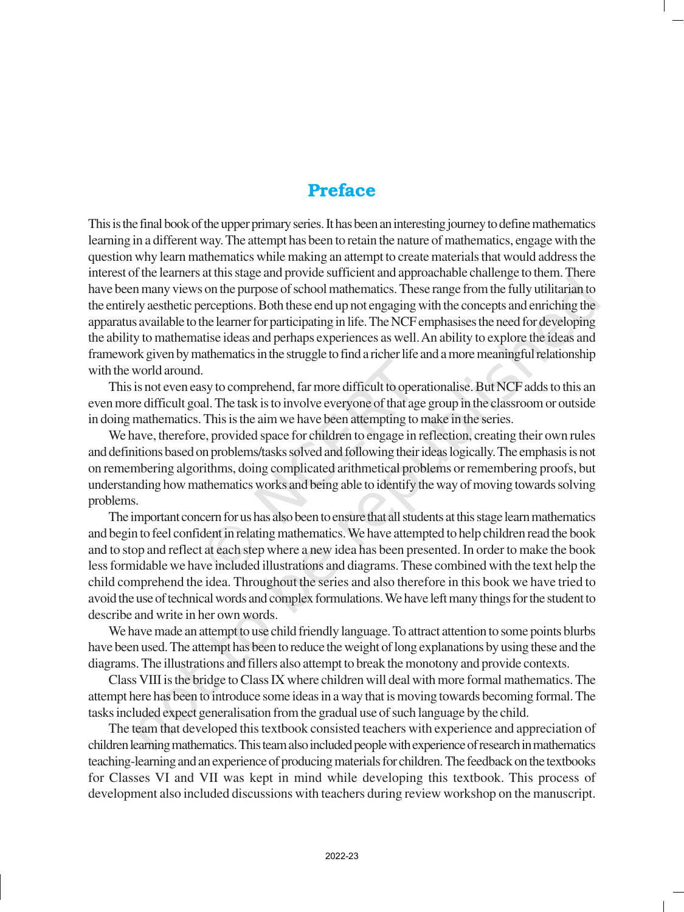# Preface

This is the final book of the upper primary series. It has been an interesting journey to define mathematics learning in a different way. The attempt has been to retain the nature of mathematics, engage with the question why learn mathematics while making an attempt to create materials that would address the interest of the learners at this stage and provide sufficient and approachable challenge to them. There have been many views on the purpose of school mathematics. These range from the fully utilitarian to the entirely aesthetic perceptions. Both these end up not engaging with the concepts and enriching the apparatus available to the learner for participating in life. The NCF emphasises the need for developing the ability to mathematise ideas and perhaps experiences as well. An ability to explore the ideas and framework given by mathematics in the struggle to find a richer life and a more meaningful relationship with the world around.

This is not even easy to comprehend, far more difficult to operationalise. But NCF adds to this an even more difficult goal. The task is to involve everyone of that age group in the classroom or outside in doing mathematics. This is the aim we have been attempting to make in the series.

We have, therefore, provided space for children to engage in reflection, creating their own rules and definitions based on problems/tasks solved and following their ideas logically. The emphasis is not on remembering algorithms, doing complicated arithmetical problems or remembering proofs, but understanding how mathematics works and being able to identify the way of moving towards solving problems.

The important concern for us has also been to ensure that all students at this stage learn mathematics and begin to feel confident in relating mathematics. We have attempted to help children read the book and to stop and reflect at each step where a new idea has been presented. In order to make the book less formidable we have included illustrations and diagrams. These combined with the text help the child comprehend the idea. Throughout the series and also therefore in this book we have tried to avoid the use of technical words and complex formulations. We have left many things for the student to describe and write in her own words.

We have made an attempt to use child friendly language. To attract attention to some points blurbs have been used. The attempt has been to reduce the weight of long explanations by using these and the diagrams. The illustrations and fillers also attempt to break the monotony and provide contexts.

Class VIII is the bridge to Class IX where children will deal with more formal mathematics. The attempt here has been to introduce some ideas in a way that is moving towards becoming formal. The tasks included expect generalisation from the gradual use of such language by the child.

The team that developed this textbook consisted teachers with experience and appreciation of children learning mathematics. This team also included people with experience of research in mathematics teaching-learning and an experience of producing materials for children. The feedback on the textbooks for Classes VI and VII was kept in mind while developing this textbook. This process of development also included discussions with teachers during review workshop on the manuscript.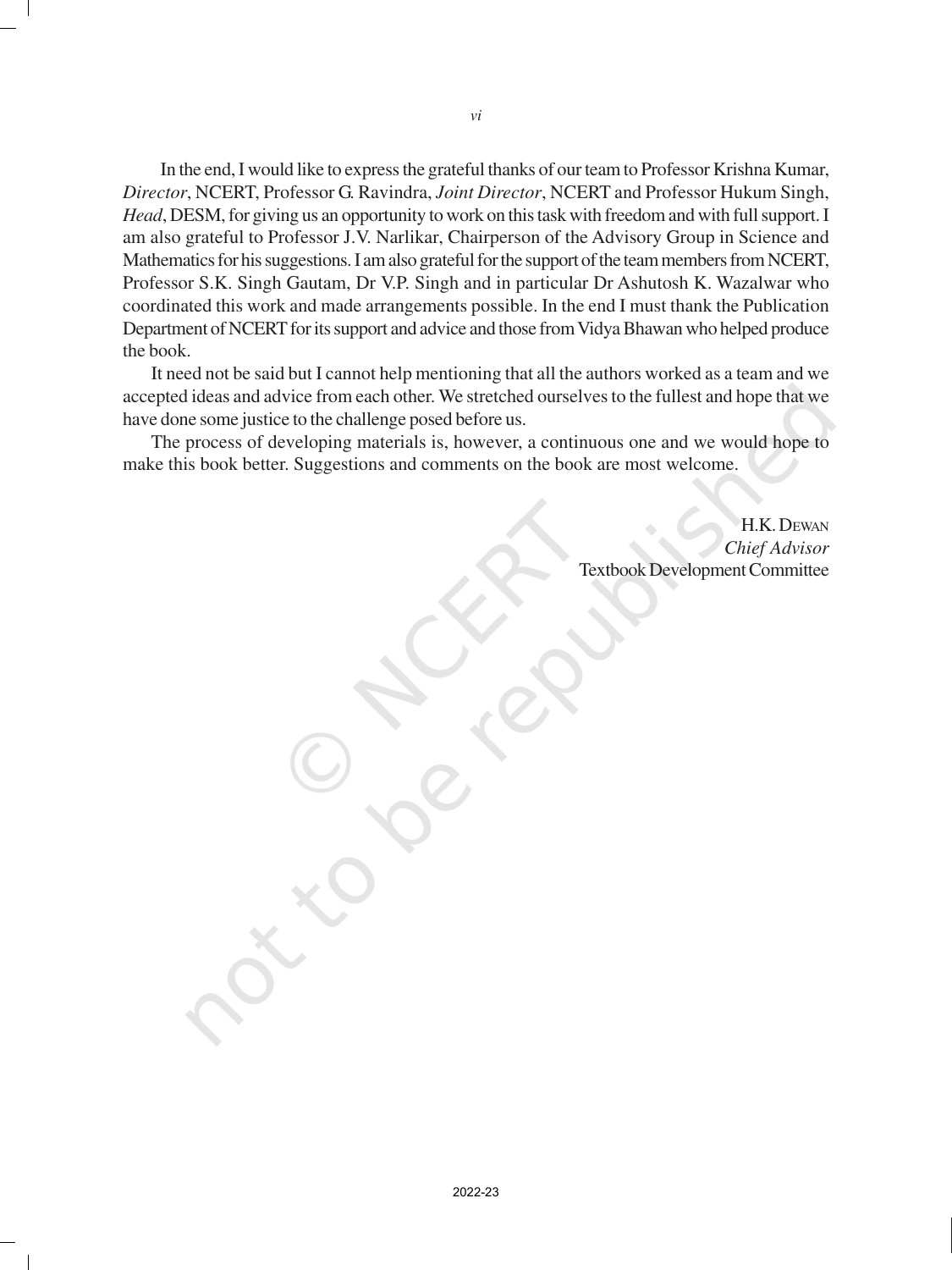In the end, I would like to express the grateful thanks of our team to Professor Krishna Kumar, *Director*, NCERT, Professor G. Ravindra, *Joint Director*, NCERT and Professor Hukum Singh, *Head*, DESM, for giving us an opportunity to work on this task with freedom and with full support. I am also grateful to Professor J.V. Narlikar, Chairperson of the Advisory Group in Science and Mathematics for his suggestions. I am also grateful for the support of the team members from NCERT, Professor S.K. Singh Gautam, Dr V.P. Singh and in particular Dr Ashutosh K. Wazalwar who coordinated this work and made arrangements possible. In the end I must thank the Publication Department of NCERT for its support and advice and those from Vidya Bhawan who helped produce the book.

It need not be said but I cannot help mentioning that all the authors worked as a team and we accepted ideas and advice from each other. We stretched ourselves to the fullest and hope that we have done some justice to the challenge posed before us.

The process of developing materials is, however, a continuous one and we would hope to make this book better. Suggestions and comments on the book are most welcome.

H.K. Dewan
*Chief Advisor*
Textbook Development Committee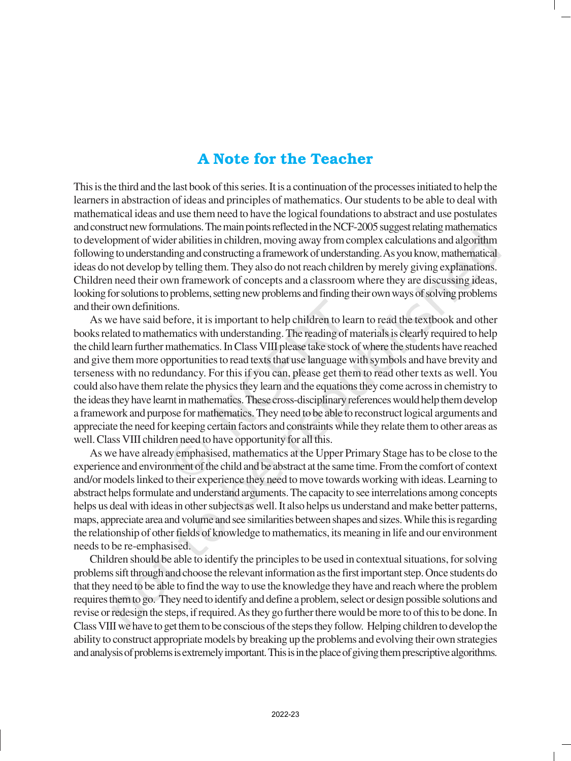# A Note for the Teacher

This is the third and the last book of this series. It is a continuation of the processes initiated to help the learners in abstraction of ideas and principles of mathematics. Our students to be able to deal with mathematical ideas and use them need to have the logical foundations to abstract and use postulates and construct new formulations. The main points reflected in the NCF-2005 suggest relating mathematics to development of wider abilities in children, moving away from complex calculations and algorithm following to understanding and constructing a framework of understanding. As you know, mathematical ideas do not develop by telling them. They also do not reach children by merely giving explanations. Children need their own framework of concepts and a classroom where they are discussing ideas, looking for solutions to problems, setting new problems and finding their own ways of solving problems and their own definitions.

As we have said before, it is important to help children to learn to read the textbook and other books related to mathematics with understanding. The reading of materials is clearly required to help the child learn further mathematics. In Class VIII please take stock of where the students have reached and give them more opportunities to read texts that use language with symbols and have brevity and terseness with no redundancy. For this if you can, please get them to read other texts as well. You could also have them relate the physics they learn and the equations they come across in chemistry to the ideas they have learnt in mathematics. These cross-disciplinary references would help them develop a framework and purpose for mathematics. They need to be able to reconstruct logical arguments and appreciate the need for keeping certain factors and constraints while they relate them to other areas as well. Class VIII children need to have opportunity for all this.

As we have already emphasised, mathematics at the Upper Primary Stage has to be close to the experience and environment of the child and be abstract at the same time. From the comfort of context and/or models linked to their experience they need to move towards working with ideas. Learning to abstract helps formulate and understand arguments. The capacity to see interrelations among concepts helps us deal with ideas in other subjects as well. It also helps us understand and make better patterns, maps, appreciate area and volume and see similarities between shapes and sizes. While this is regarding the relationship of other fields of knowledge to mathematics, its meaning in life and our environment needs to be re-emphasised.

Children should be able to identify the principles to be used in contextual situations, for solving problems sift through and choose the relevant information as the first important step. Once students do that they need to be able to find the way to use the knowledge they have and reach where the problem requires them to go. They need to identify and define a problem, select or design possible solutions and revise or redesign the steps, if required. As they go further there would be more to of this to be done. In Class VIII we have to get them to be conscious of the steps they follow. Helping children to develop the ability to construct appropriate models by breaking up the problems and evolving their own strategies and analysis of problems is extremely important. This is in the place of giving them prescriptive algorithms.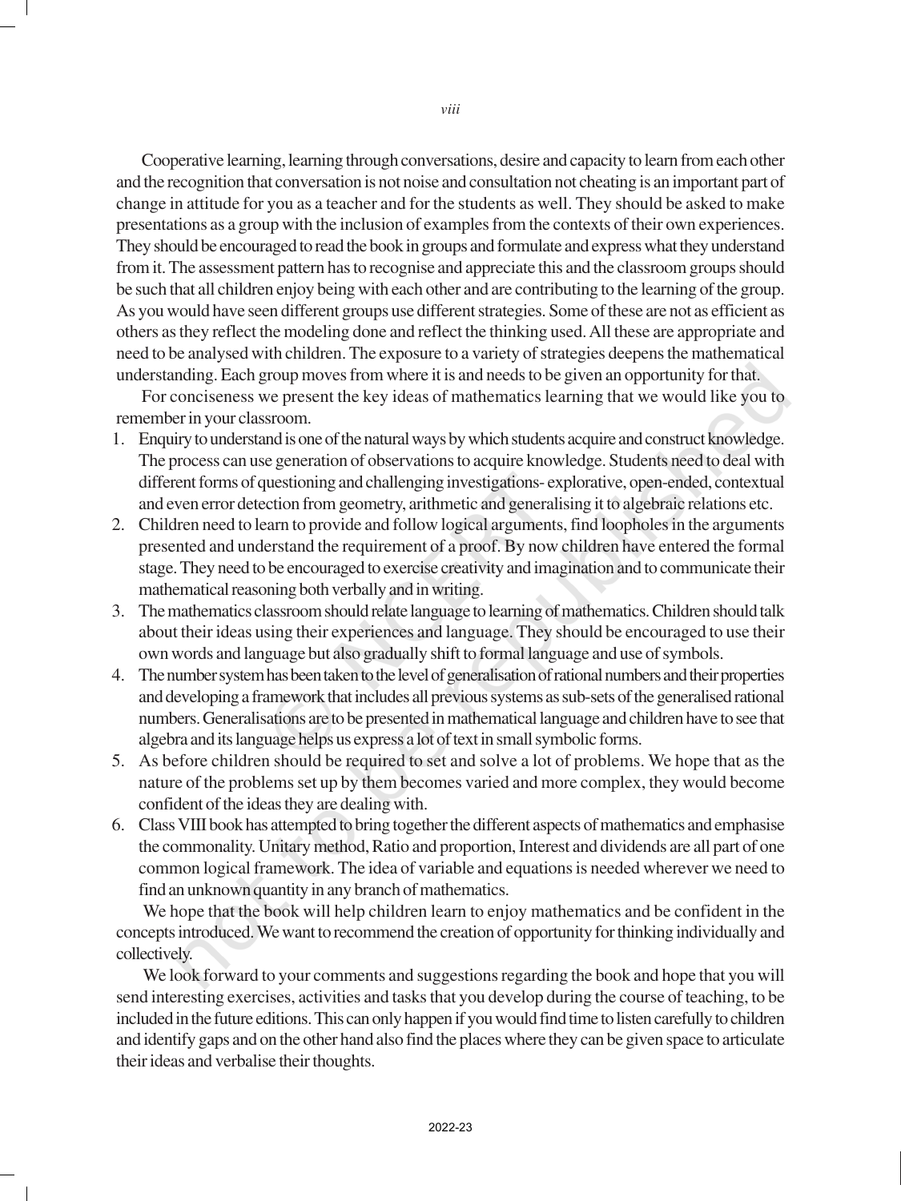Cooperative learning, learning through conversations, desire and capacity to learn from each other and the recognition that conversation is not noise and consultation not cheating is an important part of change in attitude for you as a teacher and for the students as well. They should be asked to make presentations as a group with the inclusion of examples from the contexts of their own experiences. They should be encouraged to read the book in groups and formulate and express what they understand from it. The assessment pattern has to recognise and appreciate this and the classroom groups should be such that all children enjoy being with each other and are contributing to the learning of the group. As you would have seen different groups use different strategies. Some of these are not as efficient as others as they reflect the modeling done and reflect the thinking used. All these are appropriate and need to be analysed with children. The exposure to a variety of strategies deepens the mathematical understanding. Each group moves from where it is and needs to be given an opportunity for that.

For conciseness we present the key ideas of mathematics learning that we would like you to remember in your classroom.

1. Enquiry to understand is one of the natural ways by which students acquire and construct knowledge. The process can use generation of observations to acquire knowledge. Students need to deal with different forms of questioning and challenging investigations- explorative, open-ended, contextual and even error detection from geometry, arithmetic and generalising it to algebraic relations etc.
2. Children need to learn to provide and follow logical arguments, find loopholes in the arguments presented and understand the requirement of a proof. By now children have entered the formal stage. They need to be encouraged to exercise creativity and imagination and to communicate their mathematical reasoning both verbally and in writing.
3. The mathematics classroom should relate language to learning of mathematics. Children should talk about their ideas using their experiences and language. They should be encouraged to use their own words and language but also gradually shift to formal language and use of symbols.
4. The number system has been taken to the level of generalisation of rational numbers and their properties and developing a framework that includes all previous systems as sub-sets of the generalised rational numbers. Generalisations are to be presented in mathematical language and children have to see that algebra and its language helps us express a lot of text in small symbolic forms.
5. As before children should be required to set and solve a lot of problems. We hope that as the nature of the problems set up by them becomes varied and more complex, they would become confident of the ideas they are dealing with.
6. Class VIII book has attempted to bring together the different aspects of mathematics and emphasise the commonality. Unitary method, Ratio and proportion, Interest and dividends are all part of one common logical framework. The idea of variable and equations is needed wherever we need to find an unknown quantity in any branch of mathematics.

We hope that the book will help children learn to enjoy mathematics and be confident in the concepts introduced. We want to recommend the creation of opportunity for thinking individually and collectively.

We look forward to your comments and suggestions regarding the book and hope that you will send interesting exercises, activities and tasks that you develop during the course of teaching, to be included in the future editions. This can only happen if you would find time to listen carefully to children and identify gaps and on the other hand also find the places where they can be given space to articulate their ideas and verbalise their thoughts.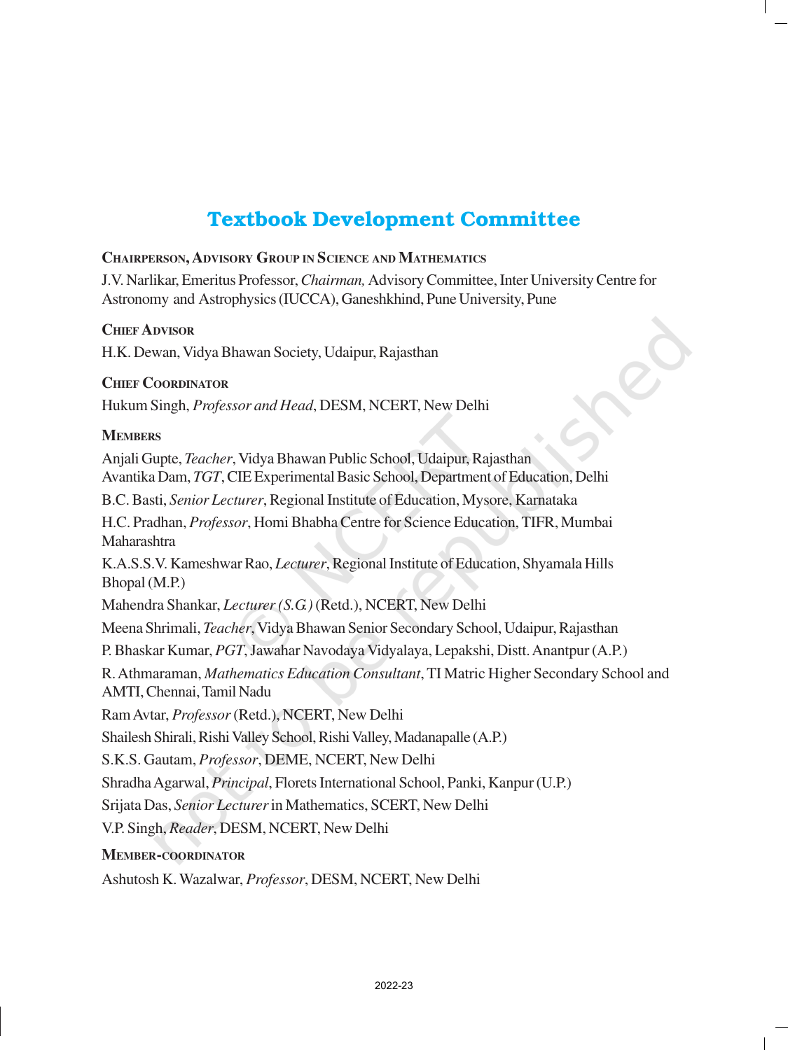# Textbook Development Committee

**Chairperson, Advisory Group in Science and Mathematics**

J.V. Narlikar, Emeritus Professor, *Chairman,* Advisory Committee, Inter University Centre for Astronomy and Astrophysics (IUCCA), Ganeshkhind, Pune University, Pune

**Chief Advisor**

H.K. Dewan, Vidya Bhawan Society, Udaipur, Rajasthan

**Chief Coordinator**

Hukum Singh, *Professor and Head*, DESM, NCERT, New Delhi

**Members**

Anjali Gupte, *Teacher*, Vidya Bhawan Public School, Udaipur, Rajasthan
Avantika Dam, *TGT*, CIE Experimental Basic School, Department of Education, Delhi

B.C. Basti, *Senior Lecturer*, Regional Institute of Education, Mysore, Karnataka

H.C. Pradhan, *Professor*, Homi Bhabha Centre for Science Education, TIFR, Mumbai Maharashtra

K.A.S.S.V. Kameshwar Rao, *Lecturer*, Regional Institute of Education, Shyamala Hills Bhopal (M.P.)

Mahendra Shankar, *Lecturer (S.G.)* (Retd.), NCERT, New Delhi

Meena Shrimali, *Teacher*, Vidya Bhawan Senior Secondary School, Udaipur, Rajasthan

P. Bhaskar Kumar, *PGT*, Jawahar Navodaya Vidyalaya, Lepakshi, Distt. Anantpur (A.P.)

R. Athmaraman, *Mathematics Education Consultant*, TI Matric Higher Secondary School and AMTI, Chennai, Tamil Nadu

Ram Avtar, *Professor* (Retd.), NCERT, New Delhi

Shailesh Shirali, Rishi Valley School, Rishi Valley, Madanapalle (A.P.)

S.K.S. Gautam, *Professor*, DEME, NCERT, New Delhi

Shradha Agarwal, *Principal*, Florets International School, Panki, Kanpur (U.P.)

Srijata Das, *Senior Lecturer* in Mathematics, SCERT, New Delhi

V.P. Singh, *Reader*, DESM, NCERT, New Delhi

**Member-coordinator**

Ashutosh K. Wazalwar, *Professor*, DESM, NCERT, New Delhi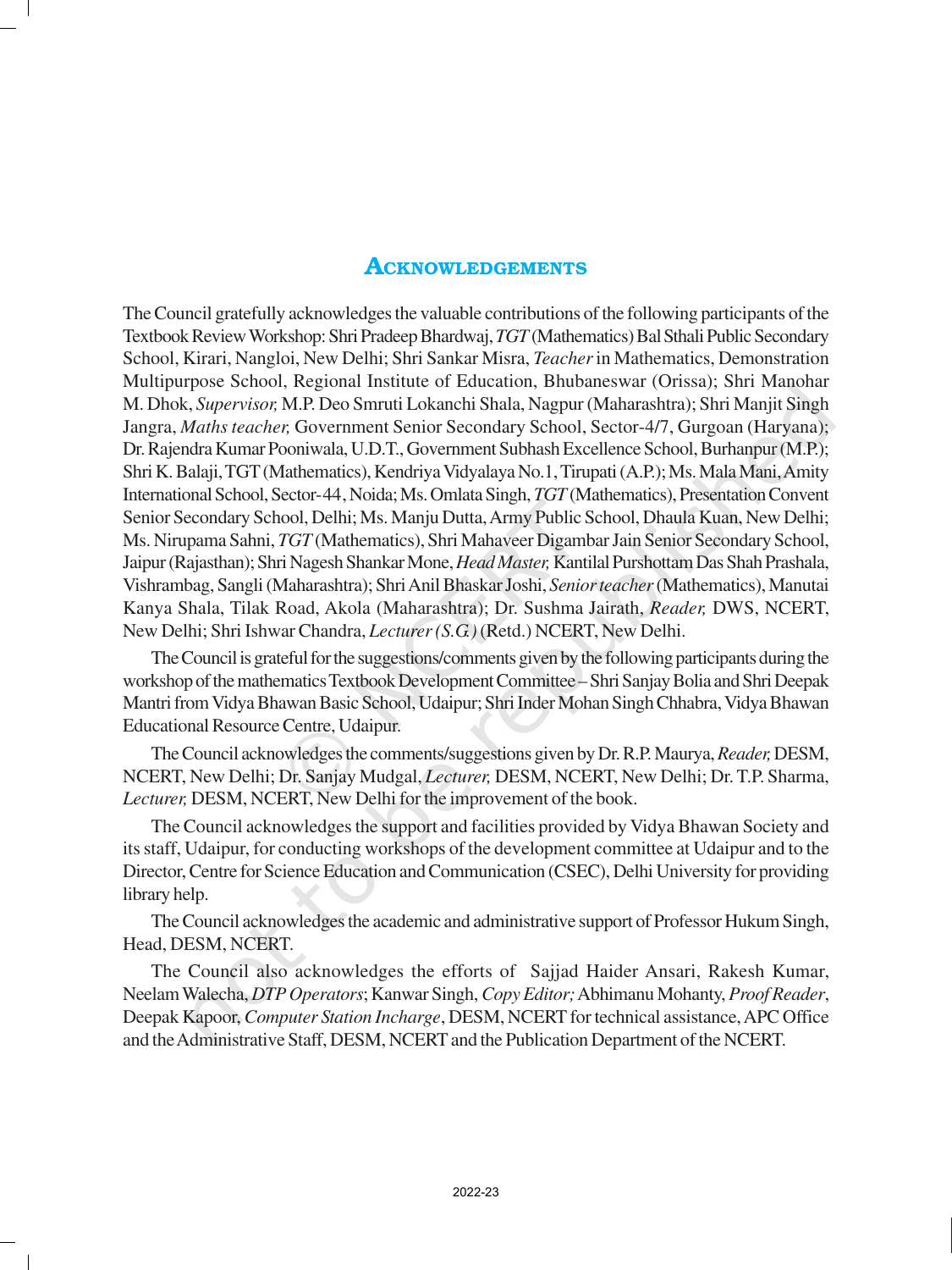# ACKNOWLEDGEMENTS

The Council gratefully acknowledges the valuable contributions of the following participants of the Textbook Review Workshop: Shri Pradeep Bhardwaj, *TGT* (Mathematics) Bal Sthali Public Secondary School, Kirari, Nangloi, New Delhi; Shri Sankar Misra, *Teacher* in Mathematics, Demonstration Multipurpose School, Regional Institute of Education, Bhubaneswar (Orissa); Shri Manohar M. Dhok, *Supervisor,* M.P. Deo Smruti Lokanchi Shala, Nagpur (Maharashtra); Shri Manjit Singh Jangra, *Maths teacher,* Government Senior Secondary School, Sector-4/7, Gurgoan (Haryana); Dr. Rajendra Kumar Pooniwala, U.D.T., Government Subhash Excellence School, Burhanpur (M.P.); Shri K. Balaji, TGT (Mathematics), Kendriya Vidyalaya No.1, Tirupati (A.P.); Ms. Mala Mani, Amity International School, Sector-44, Noida; Ms. Omlata Singh, *TGT* (Mathematics), Presentation Convent Senior Secondary School, Delhi; Ms. Manju Dutta, Army Public School, Dhaula Kuan, New Delhi; Ms. Nirupama Sahni, *TGT* (Mathematics), Shri Mahaveer Digambar Jain Senior Secondary School, Jaipur (Rajasthan); Shri Nagesh Shankar Mone, *Head Master,* Kantilal Purshottam Das Shah Prashala, Vishrambag, Sangli (Maharashtra); Shri Anil Bhaskar Joshi, *Senior teacher* (Mathematics), Manutai Kanya Shala, Tilak Road, Akola (Maharashtra); Dr. Sushma Jairath, *Reader,* DWS, NCERT, New Delhi; Shri Ishwar Chandra, *Lecturer (S.G.)* (Retd.) NCERT, New Delhi.

The Council is grateful for the suggestions/comments given by the following participants during the workshop of the mathematics Textbook Development Committee – Shri Sanjay Bolia and Shri Deepak Mantri from Vidya Bhawan Basic School, Udaipur; Shri Inder Mohan Singh Chhabra, Vidya Bhawan Educational Resource Centre, Udaipur.

The Council acknowledges the comments/suggestions given by Dr. R.P. Maurya, *Reader,* DESM, NCERT, New Delhi; Dr. Sanjay Mudgal, *Lecturer,* DESM, NCERT, New Delhi; Dr. T.P. Sharma, *Lecturer,* DESM, NCERT, New Delhi for the improvement of the book.

The Council acknowledges the support and facilities provided by Vidya Bhawan Society and its staff, Udaipur, for conducting workshops of the development committee at Udaipur and to the Director, Centre for Science Education and Communication (CSEC), Delhi University for providing library help.

The Council acknowledges the academic and administrative support of Professor Hukum Singh, Head, DESM, NCERT.

The Council also acknowledges the efforts of Sajjad Haider Ansari, Rakesh Kumar, Neelam Walecha, *DTP Operators*; Kanwar Singh, *Copy Editor;* Abhimanu Mohanty, *Proof Reader*, Deepak Kapoor, *Computer Station Incharge*, DESM, NCERT for technical assistance, APC Office and the Administrative Staff, DESM, NCERT and the Publication Department of the NCERT.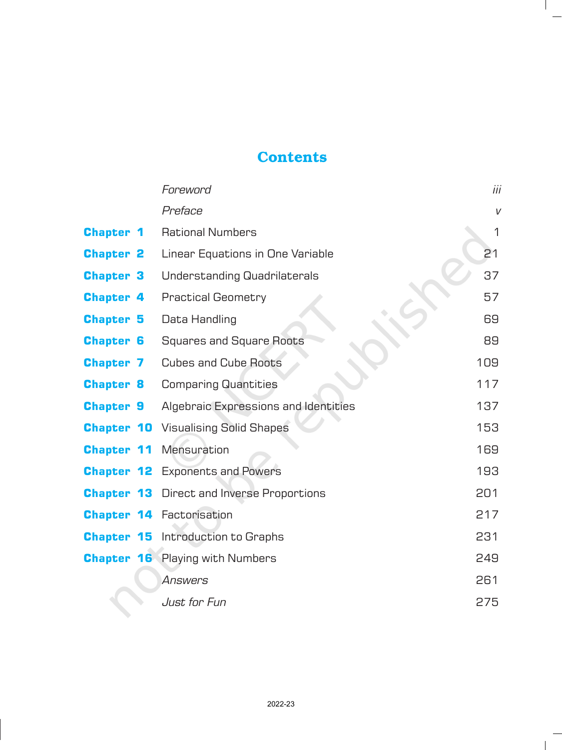# Contents

| | | |
|---|---|---|
| | *Foreword* | *iii* |
| | *Preface* | *v* |
| **Chapter 1** | Rational Numbers | 1 |
| **Chapter 2** | Linear Equations in One Variable | 21 |
| **Chapter 3** | Understanding Quadrilaterals | 37 |
| **Chapter 4** | Practical Geometry | 57 |
| **Chapter 5** | Data Handling | 69 |
| **Chapter 6** | Squares and Square Roots | 89 |
| **Chapter 7** | Cubes and Cube Roots | 109 |
| **Chapter 8** | Comparing Quantities | 117 |
| **Chapter 9** | Algebraic Expressions and Identities | 137 |
| **Chapter 10** | Visualising Solid Shapes | 153 |
| **Chapter 11** | Mensuration | 169 |
| **Chapter 12** | Exponents and Powers | 193 |
| **Chapter 13** | Direct and Inverse Proportions | 201 |
| **Chapter 14** | Factorisation | 217 |
| **Chapter 15** | Introduction to Graphs | 231 |
| **Chapter 16** | Playing with Numbers | 249 |
| | *Answers* | 261 |
| | *Just for Fun* | 275 |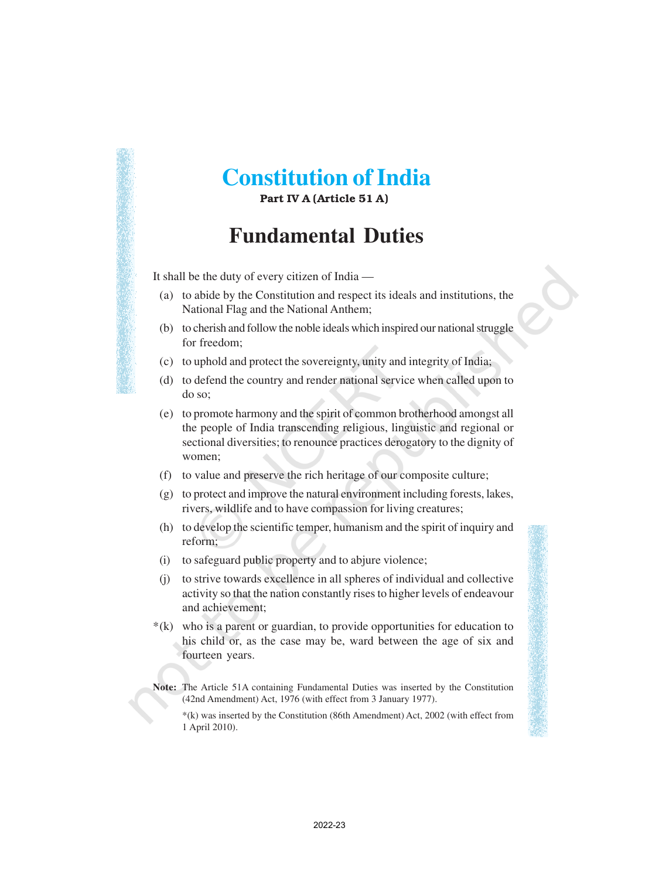# Constitution of India

**Part IV A (Article 51 A)**

## Fundamental Duties

It shall be the duty of every citizen of India —

(a) to abide by the Constitution and respect its ideals and institutions, the National Flag and the National Anthem;

(b) to cherish and follow the noble ideals which inspired our national struggle for freedom;

(c) to uphold and protect the sovereignty, unity and integrity of India;

(d) to defend the country and render national service when called upon to do so;

(e) to promote harmony and the spirit of common brotherhood amongst all the people of India transcending religious, linguistic and regional or sectional diversities; to renounce practices derogatory to the dignity of women;

(f) to value and preserve the rich heritage of our composite culture;

(g) to protect and improve the natural environment including forests, lakes, rivers, wildlife and to have compassion for living creatures;

(h) to develop the scientific temper, humanism and the spirit of inquiry and reform;

(i) to safeguard public property and to abjure violence;

(j) to strive towards excellence in all spheres of individual and collective activity so that the nation constantly rises to higher levels of endeavour and achievement;

*(k) who is a parent or guardian, to provide opportunities for education to his child or, as the case may be, ward between the age of six and fourteen years.

**Note:** The Article 51A containing Fundamental Duties was inserted by the Constitution (42nd Amendment) Act, 1976 (with effect from 3 January 1977).

*(k) was inserted by the Constitution (86th Amendment) Act, 2002 (with effect from 1 April 2010).